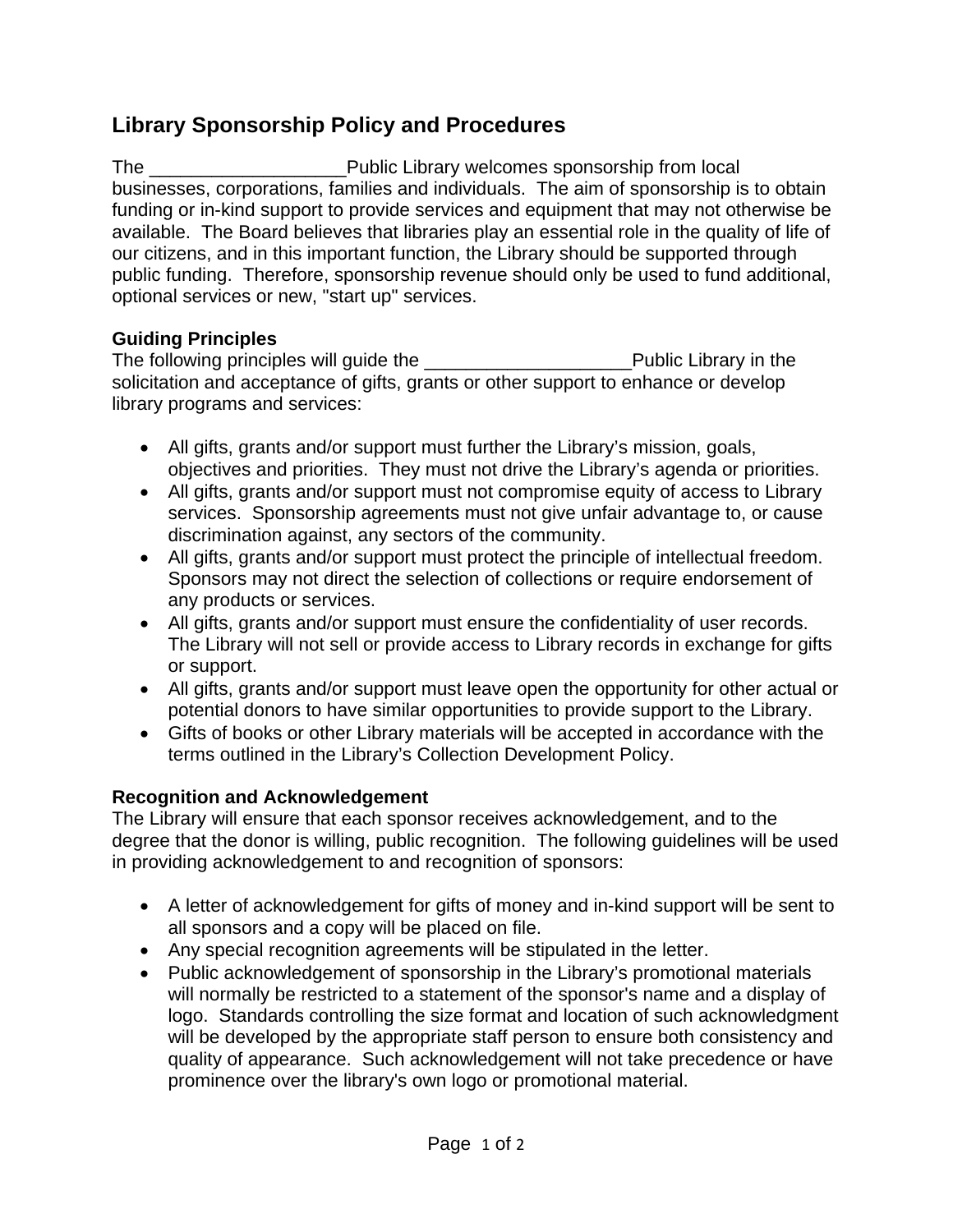# Library Sponsorship Policy and Procedures

The ___________________Public Library welcomes sponsorship from local businesses, corporations, families and individuals. The aim of sponsorship is to obtain funding or in-kind support to provide services and equipment that may not otherwise be available. The Board believes that libraries play an essential role in the quality of life of our citizens, and in this important function, the Library should be supported through public funding. Therefore, sponsorship revenue should only be used to fund additional, optional services or new, "start up" services.

### Guiding Principles

The following principles will guide the ____________________Public Library in the solicitation and acceptance of gifts, grants or other support to enhance or develop library programs and services:

- All gifts, grants and/or support must further the Library's mission, goals, objectives and priorities. They must not drive the Library's agenda or priorities.
- All gifts, grants and/or support must not compromise equity of access to Library services. Sponsorship agreements must not give unfair advantage to, or cause discrimination against, any sectors of the community.
- All gifts, grants and/or support must protect the principle of intellectual freedom. Sponsors may not direct the selection of collections or require endorsement of any products or services.
- All gifts, grants and/or support must ensure the confidentiality of user records. The Library will not sell or provide access to Library records in exchange for gifts or support.
- All gifts, grants and/or support must leave open the opportunity for other actual or potential donors to have similar opportunities to provide support to the Library.
- Gifts of books or other Library materials will be accepted in accordance with the terms outlined in the Library's Collection Development Policy.

### Recognition and Acknowledgement

The Library will ensure that each sponsor receives acknowledgement, and to the degree that the donor is willing, public recognition. The following guidelines will be used in providing acknowledgement to and recognition of sponsors:

- A letter of acknowledgement for gifts of money and in-kind support will be sent to all sponsors and a copy will be placed on file.
- Any special recognition agreements will be stipulated in the letter.
- Public acknowledgement of sponsorship in the Library's promotional materials will normally be restricted to a statement of the sponsor's name and a display of logo. Standards controlling the size format and location of such acknowledgment will be developed by the appropriate staff person to ensure both consistency and quality of appearance. Such acknowledgement will not take precedence or have prominence over the library's own logo or promotional material.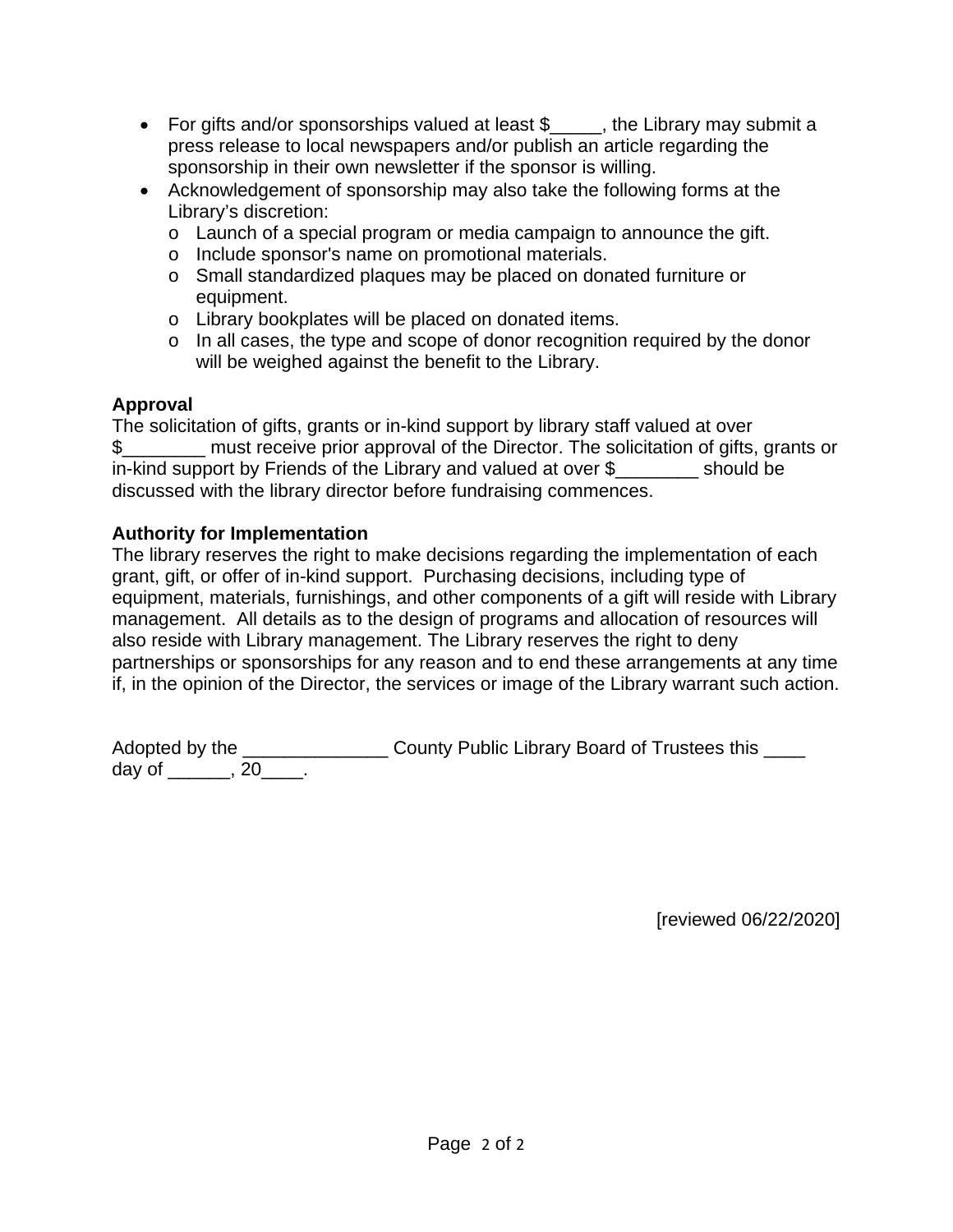- For gifts and/or sponsorships valued at least $_____, the Library may submit a press release to local newspapers and/or publish an article regarding the sponsorship in their own newsletter if the sponsor is willing.
- Acknowledgement of sponsorship may also take the following forms at the Library's discretion:
  - Launch of a special program or media campaign to announce the gift.
  - Include sponsor's name on promotional materials.
  - Small standardized plaques may be placed on donated furniture or equipment.
  - Library bookplates will be placed on donated items.
  - In all cases, the type and scope of donor recognition required by the donor will be weighed against the benefit to the Library.

**Approval**

The solicitation of gifts, grants or in-kind support by library staff valued at over $________ must receive prior approval of the Director. The solicitation of gifts, grants or in-kind support by Friends of the Library and valued at over $________ should be discussed with the library director before fundraising commences.

**Authority for Implementation**

The library reserves the right to make decisions regarding the implementation of each grant, gift, or offer of in-kind support. Purchasing decisions, including type of equipment, materials, furnishings, and other components of a gift will reside with Library management. All details as to the design of programs and allocation of resources will also reside with Library management. The Library reserves the right to deny partnerships or sponsorships for any reason and to end these arrangements at any time if, in the opinion of the Director, the services or image of the Library warrant such action.

Adopted by the ______________ County Public Library Board of Trustees this ____ day of ______, 20____.

[reviewed 06/22/2020]